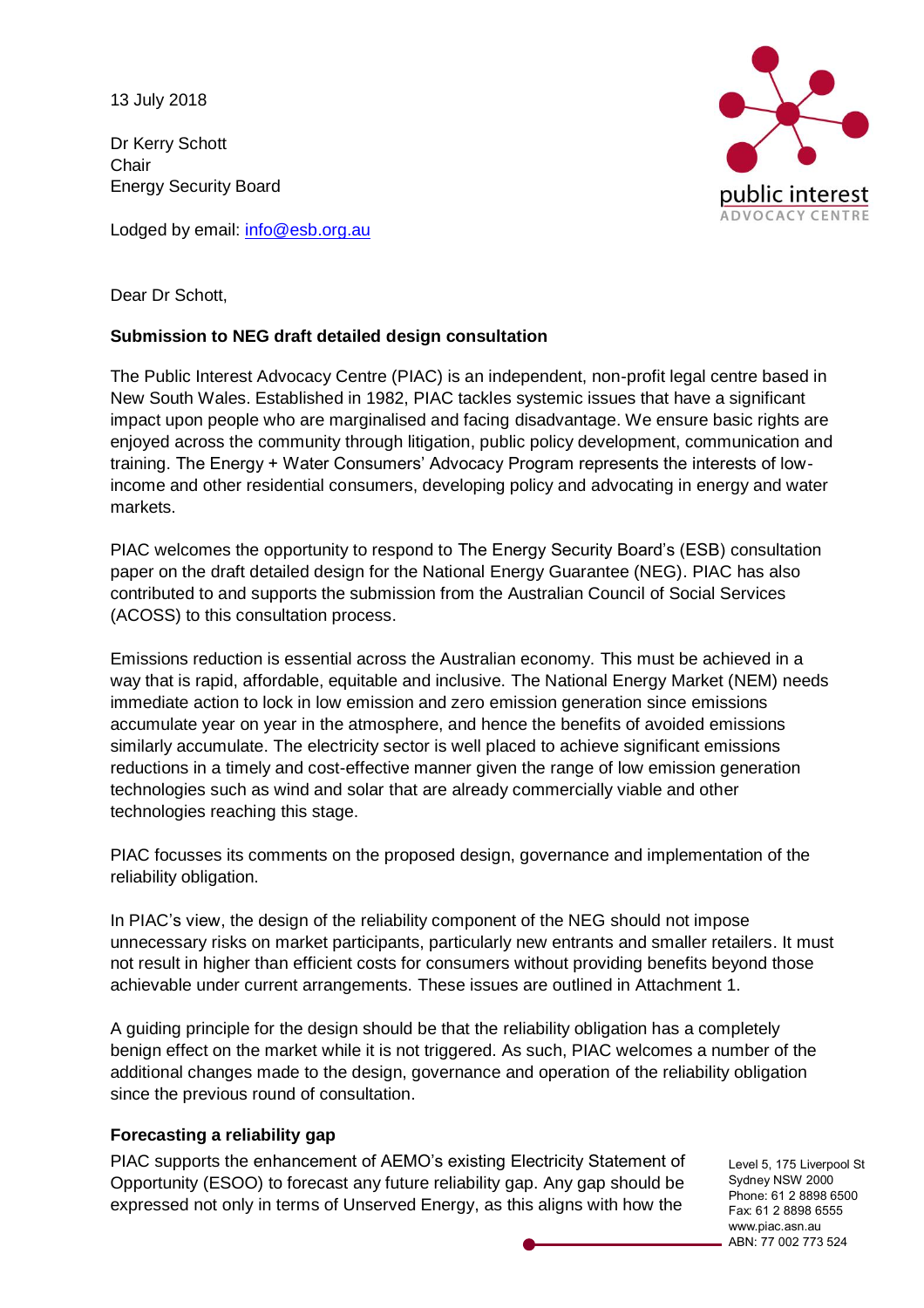13 July 2018

Dr Kerry Schott
Chair
Energy Security Board

Lodged by email: info@esb.org.au

Dear Dr Schott,

**Submission to NEG draft detailed design consultation**

The Public Interest Advocacy Centre (PIAC) is an independent, non-profit legal centre based in New South Wales. Established in 1982, PIAC tackles systemic issues that have a significant impact upon people who are marginalised and facing disadvantage. We ensure basic rights are enjoyed across the community through litigation, public policy development, communication and training. The Energy + Water Consumers' Advocacy Program represents the interests of low-income and other residential consumers, developing policy and advocating in energy and water markets.

PIAC welcomes the opportunity to respond to The Energy Security Board's (ESB) consultation paper on the draft detailed design for the National Energy Guarantee (NEG). PIAC has also contributed to and supports the submission from the Australian Council of Social Services (ACOSS) to this consultation process.

Emissions reduction is essential across the Australian economy. This must be achieved in a way that is rapid, affordable, equitable and inclusive. The National Energy Market (NEM) needs immediate action to lock in low emission and zero emission generation since emissions accumulate year on year in the atmosphere, and hence the benefits of avoided emissions similarly accumulate. The electricity sector is well placed to achieve significant emissions reductions in a timely and cost-effective manner given the range of low emission generation technologies such as wind and solar that are already commercially viable and other technologies reaching this stage.

PIAC focusses its comments on the proposed design, governance and implementation of the reliability obligation.

In PIAC's view, the design of the reliability component of the NEG should not impose unnecessary risks on market participants, particularly new entrants and smaller retailers. It must not result in higher than efficient costs for consumers without providing benefits beyond those achievable under current arrangements. These issues are outlined in Attachment 1.

A guiding principle for the design should be that the reliability obligation has a completely benign effect on the market while it is not triggered. As such, PIAC welcomes a number of the additional changes made to the design, governance and operation of the reliability obligation since the previous round of consultation.

**Forecasting a reliability gap**

PIAC supports the enhancement of AEMO's existing Electricity Statement of Opportunity (ESOO) to forecast any future reliability gap. Any gap should be expressed not only in terms of Unserved Energy, as this aligns with how the

Level 5, 175 Liverpool St
Sydney NSW 2000
Phone: 61 2 8898 6500
Fax: 61 2 8898 6555
www.piac.asn.au
ABN: 77 002 773 524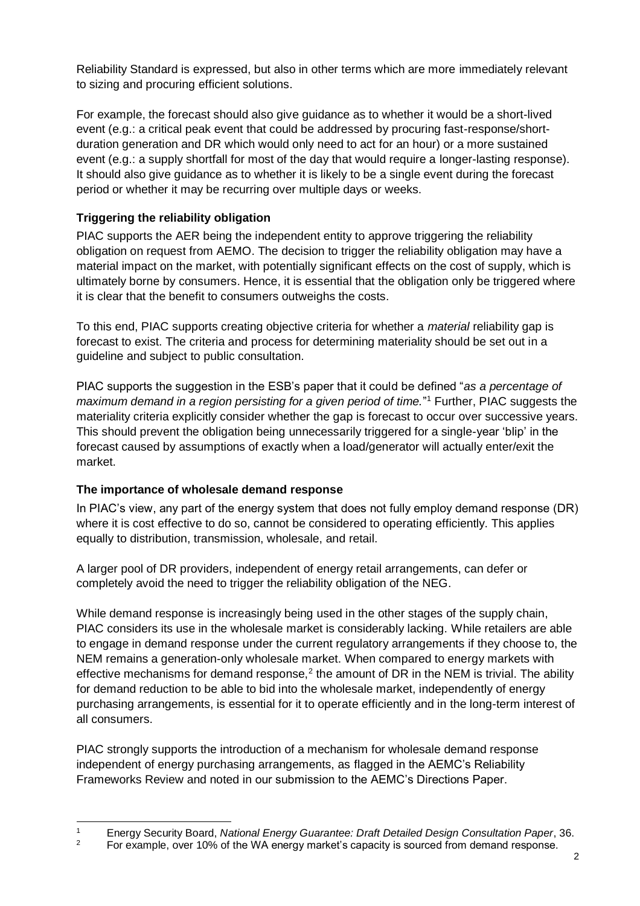Reliability Standard is expressed, but also in other terms which are more immediately relevant to sizing and procuring efficient solutions.

For example, the forecast should also give guidance as to whether it would be a short-lived event (e.g.: a critical peak event that could be addressed by procuring fast-response/short-duration generation and DR which would only need to act for an hour) or a more sustained event (e.g.: a supply shortfall for most of the day that would require a longer-lasting response). It should also give guidance as to whether it is likely to be a single event during the forecast period or whether it may be recurring over multiple days or weeks.

### Triggering the reliability obligation

PIAC supports the AER being the independent entity to approve triggering the reliability obligation on request from AEMO. The decision to trigger the reliability obligation may have a material impact on the market, with potentially significant effects on the cost of supply, which is ultimately borne by consumers. Hence, it is essential that the obligation only be triggered where it is clear that the benefit to consumers outweighs the costs.

To this end, PIAC supports creating objective criteria for whether a *material* reliability gap is forecast to exist. The criteria and process for determining materiality should be set out in a guideline and subject to public consultation.

PIAC supports the suggestion in the ESB's paper that it could be defined "*as a percentage of maximum demand in a region persisting for a given period of time.*"[1] Further, PIAC suggests the materiality criteria explicitly consider whether the gap is forecast to occur over successive years. This should prevent the obligation being unnecessarily triggered for a single-year 'blip' in the forecast caused by assumptions of exactly when a load/generator will actually enter/exit the market.

### The importance of wholesale demand response

In PIAC's view, any part of the energy system that does not fully employ demand response (DR) where it is cost effective to do so, cannot be considered to operating efficiently. This applies equally to distribution, transmission, wholesale, and retail.

A larger pool of DR providers, independent of energy retail arrangements, can defer or completely avoid the need to trigger the reliability obligation of the NEG.

While demand response is increasingly being used in the other stages of the supply chain, PIAC considers its use in the wholesale market is considerably lacking. While retailers are able to engage in demand response under the current regulatory arrangements if they choose to, the NEM remains a generation-only wholesale market. When compared to energy markets with effective mechanisms for demand response,[2] the amount of DR in the NEM is trivial. The ability for demand reduction to be able to bid into the wholesale market, independently of energy purchasing arrangements, is essential for it to operate efficiently and in the long-term interest of all consumers.

PIAC strongly supports the introduction of a mechanism for wholesale demand response independent of energy purchasing arrangements, as flagged in the AEMC's Reliability Frameworks Review and noted in our submission to the AEMC's Directions Paper.

---

[1] Energy Security Board, *National Energy Guarantee: Draft Detailed Design Consultation Paper*, 36.

[2] For example, over 10% of the WA energy market's capacity is sourced from demand response.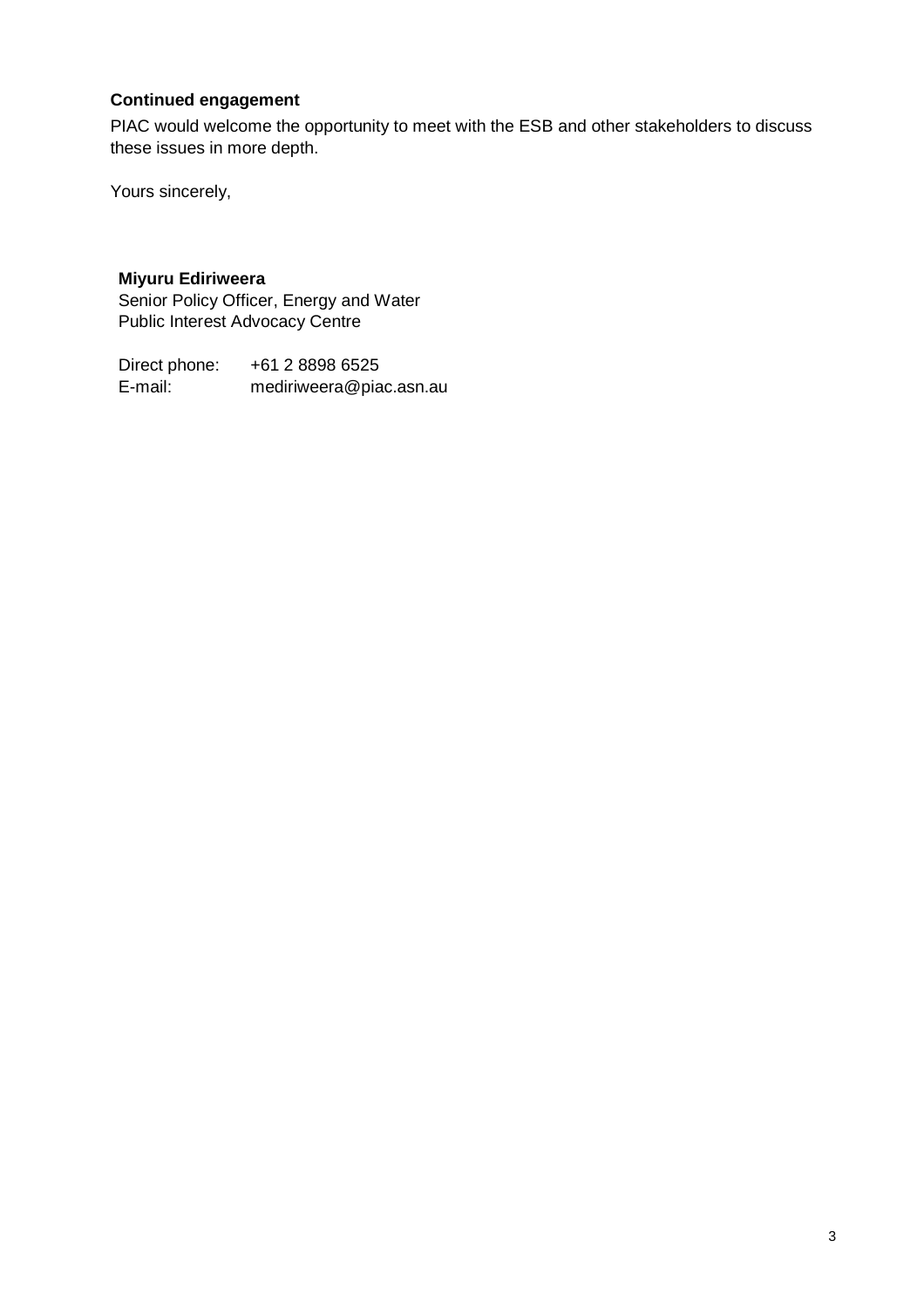**Continued engagement**

PIAC would welcome the opportunity to meet with the ESB and other stakeholders to discuss these issues in more depth.

Yours sincerely,

**Miyuru Ediriweera**
Senior Policy Officer, Energy and Water
Public Interest Advocacy Centre

Direct phone: +61 2 8898 6525
E-mail: mediriweera@piac.asn.au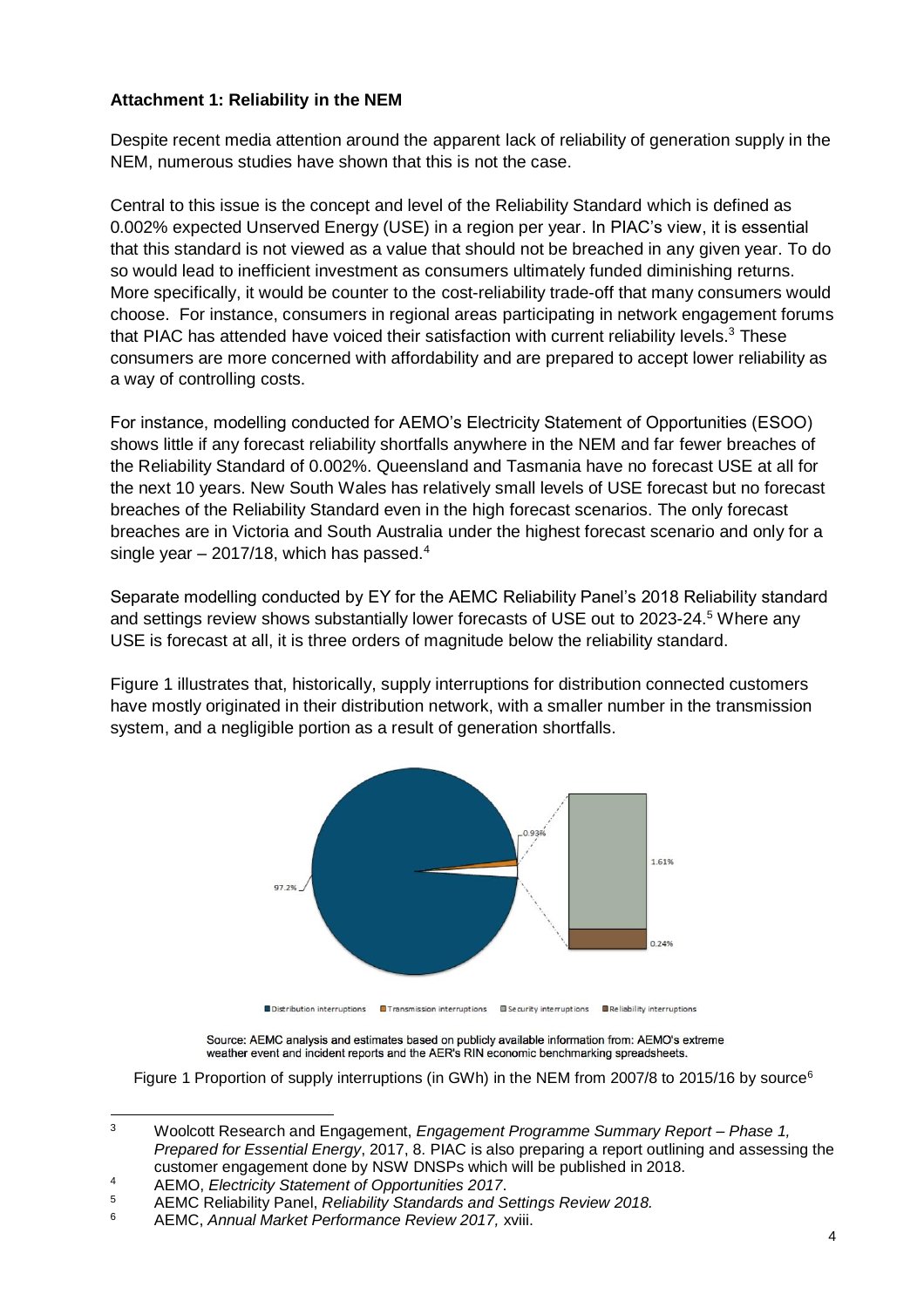**Attachment 1: Reliability in the NEM**

Despite recent media attention around the apparent lack of reliability of generation supply in the NEM, numerous studies have shown that this is not the case.

Central to this issue is the concept and level of the Reliability Standard which is defined as 0.002% expected Unserved Energy (USE) in a region per year. In PIAC's view, it is essential that this standard is not viewed as a value that should not be breached in any given year. To do so would lead to inefficient investment as consumers ultimately funded diminishing returns. More specifically, it would be counter to the cost-reliability trade-off that many consumers would choose. For instance, consumers in regional areas participating in network engagement forums that PIAC has attended have voiced their satisfaction with current reliability levels.[3] These consumers are more concerned with affordability and are prepared to accept lower reliability as a way of controlling costs.

For instance, modelling conducted for AEMO's Electricity Statement of Opportunities (ESOO) shows little if any forecast reliability shortfalls anywhere in the NEM and far fewer breaches of the Reliability Standard of 0.002%. Queensland and Tasmania have no forecast USE at all for the next 10 years. New South Wales has relatively small levels of USE forecast but no forecast breaches of the Reliability Standard even in the high forecast scenarios. The only forecast breaches are in Victoria and South Australia under the highest forecast scenario and only for a single year – 2017/18, which has passed.[4]

Separate modelling conducted by EY for the AEMC Reliability Panel's 2018 Reliability standard and settings review shows substantially lower forecasts of USE out to 2023-24.[5] Where any USE is forecast at all, it is three orders of magnitude below the reliability standard.

Figure 1 illustrates that, historically, supply interruptions for distribution connected customers have mostly originated in their distribution network, with a smaller number in the transmission system, and a negligible portion as a result of generation shortfalls.

97.2% | 0.93% | 1.61% | 0.24%

Distribution interruptions | Transmission interruptions | Security interruptions | Reliability interruptions

Source: AEMC analysis and estimates based on publicly available information from: AEMO's extreme weather event and incident reports and the AER's RIN economic benchmarking spreadsheets.

Figure 1 Proportion of supply interruptions (in GWh) in the NEM from 2007/8 to 2015/16 by source[6]

---

[3] Woolcott Research and Engagement, *Engagement Programme Summary Report – Phase 1, Prepared for Essential Energy*, 2017, 8. PIAC is also preparing a report outlining and assessing the customer engagement done by NSW DNSPs which will be published in 2018.

[4] AEMO, *Electricity Statement of Opportunities 2017*.

[5] AEMC Reliability Panel, *Reliability Standards and Settings Review 2018.*

[6] AEMC, *Annual Market Performance Review 2017,* xviii.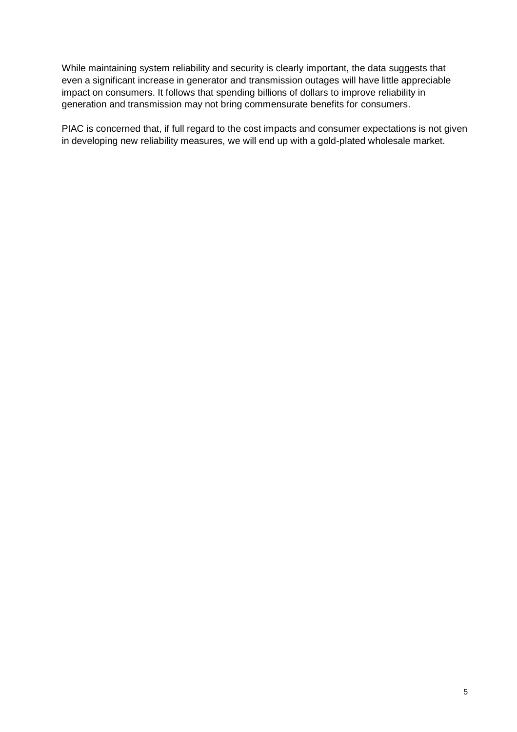While maintaining system reliability and security is clearly important, the data suggests that even a significant increase in generator and transmission outages will have little appreciable impact on consumers. It follows that spending billions of dollars to improve reliability in generation and transmission may not bring commensurate benefits for consumers.

PIAC is concerned that, if full regard to the cost impacts and consumer expectations is not given in developing new reliability measures, we will end up with a gold-plated wholesale market.